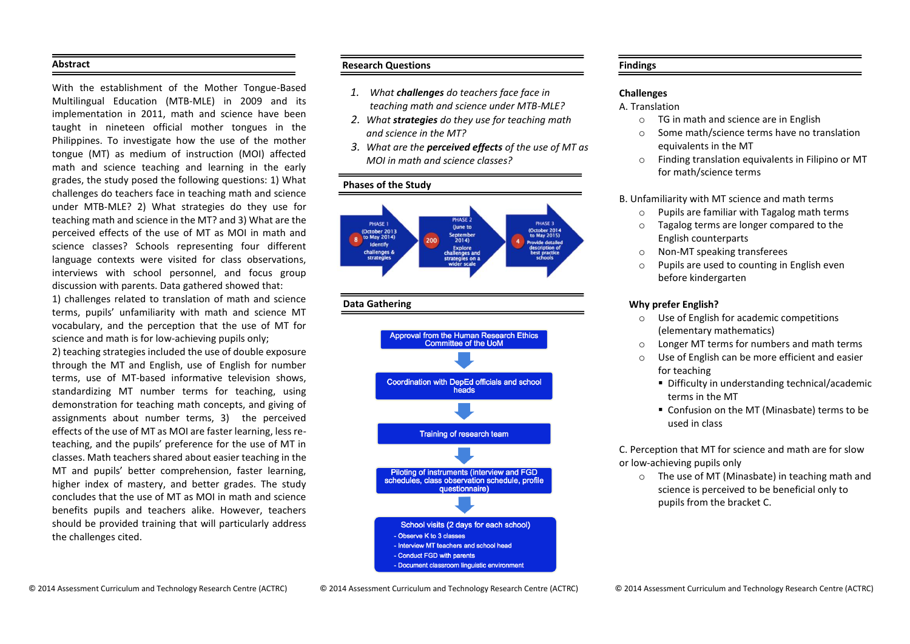## Abstract

With the establishment of the Mother Tongue-Based Multilingual Education (MTB-MLE) in 2009 and its implementation in 2011, math and science have been taught in nineteen official mother tongues in the Philippines. To investigate how the use of the mother tongue (MT) as medium of instruction (MOI) affected math and science teaching and learning in the early grades, the study posed the following questions: 1) What challenges do teachers face in teaching math and science under MTB-MLE? 2) What strategies do they use for teaching math and science in the MT? and 3) What are the perceived effects of the use of MT as MOI in math and science classes? Schools representing four different language contexts were visited for class observations, interviews with school personnel, and focus group discussion with parents. Data gathered showed that:
1) challenges related to translation of math and science terms, pupils' unfamiliarity with math and science MT vocabulary, and the perception that the use of MT for science and math is for low-achieving pupils only;
2) teaching strategies included the use of double exposure through the MT and English, use of English for number terms, use of MT-based informative television shows, standardizing MT number terms for teaching, using demonstration for teaching math concepts, and giving of assignments about number terms, 3) the perceived effects of the use of MT as MOI are faster learning, less re-teaching, and the pupils' preference for the use of MT in classes. Math teachers shared about easier teaching in the MT and pupils' better comprehension, faster learning, higher index of mastery, and better grades. The study concludes that the use of MT as MOI in math and science benefits pupils and teachers alike. However, teachers should be provided training that will particularly address the challenges cited.

## Research Questions

1. *What **challenges** do teachers face in teaching math and science under MTB-MLE?*
2. *What **strategies** do they use for teaching math and science in the MT?*
3. *What are the **perceived effects** of the use of MT as MOI in math and science classes?*

## Phases of the Study

- PHASE 1 (October 2013 to May 2014) — 8 — Identify challenges & strategies
- PHASE 2 (June to September 2014) — 200 — Explore challenges and strategies on a wider scale
- PHASE 3 (October 2014 to May 2015) — 4 — Provide detailed description of best practice schools

## Data Gathering

1. Approval from the Human Research Ethics Committee of the UoM
2. Coordination with DepEd officials and school heads
3. Training of research team
4. Piloting of instruments (interview and FGD schedules, class observation schedule, profile questionnaire)
5. School visits (2 days for each school)
   - Observe K to 3 classes
   - Interview MT teachers and school head
   - Conduct FGD with parents
   - Document classroom linguistic environment

## Findings

### Challenges

A. Translation

- TG in math and science are in English
- Some math/science terms have no translation equivalents in the MT
- Finding translation equivalents in Filipino or MT for math/science terms

B. Unfamiliarity with MT science and math terms

- Pupils are familiar with Tagalog math terms
- Tagalog terms are longer compared to the English counterparts
- Non-MT speaking transferees
- Pupils are used to counting in English even before kindergarten

**Why prefer English?**

- Use of English for academic competitions (elementary mathematics)
- Longer MT terms for numbers and math terms
- Use of English can be more efficient and easier for teaching
  - Difficulty in understanding technical/academic terms in the MT
  - Confusion on the MT (Minasbate) terms to be used in class

C. Perception that MT for science and math are for slow or low-achieving pupils only

- The use of MT (Minasbate) in teaching math and science is perceived to be beneficial only to pupils from the bracket C.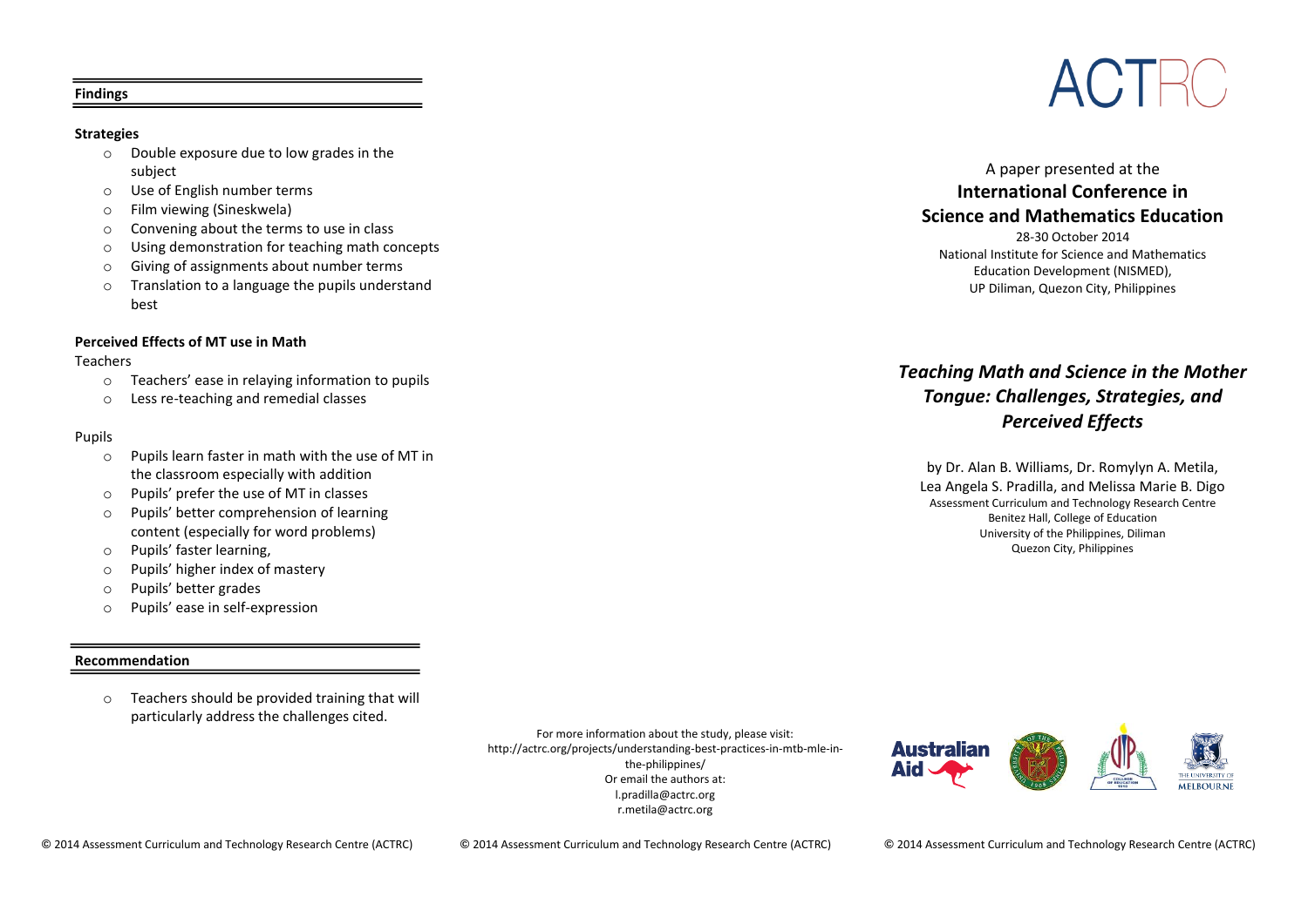## Findings

### Strategies

- Double exposure due to low grades in the subject
- Use of English number terms
- Film viewing (Sineskwela)
- Convening about the terms to use in class
- Using demonstration for teaching math concepts
- Giving of assignments about number terms
- Translation to a language the pupils understand best

### Perceived Effects of MT use in Math

Teachers

- Teachers' ease in relaying information to pupils
- Less re-teaching and remedial classes

Pupils

- Pupils learn faster in math with the use of MT in the classroom especially with addition
- Pupils' prefer the use of MT in classes
- Pupils' better comprehension of learning content (especially for word problems)
- Pupils' faster learning,
- Pupils' higher index of mastery
- Pupils' better grades
- Pupils' ease in self-expression

## Recommendation

- Teachers should be provided training that will particularly address the challenges cited.

For more information about the study, please visit:
http://actrc.org/projects/understanding-best-practices-in-mtb-mle-in-the-philippines/
Or email the authors at:
l.pradilla@actrc.org
r.metila@actrc.org

ACTRC

A paper presented at the
**International Conference in Science and Mathematics Education**
28-30 October 2014
National Institute for Science and Mathematics Education Development (NISMED),
UP Diliman, Quezon City, Philippines

# *Teaching Math and Science in the Mother Tongue: Challenges, Strategies, and Perceived Effects*

by Dr. Alan B. Williams, Dr. Romylyn A. Metila, Lea Angela S. Pradilla, and Melissa Marie B. Digo
Assessment Curriculum and Technology Research Centre
Benitez Hall, College of Education
University of the Philippines, Diliman
Quezon City, Philippines

Australian Aid

© 2014 Assessment Curriculum and Technology Research Centre (ACTRC)